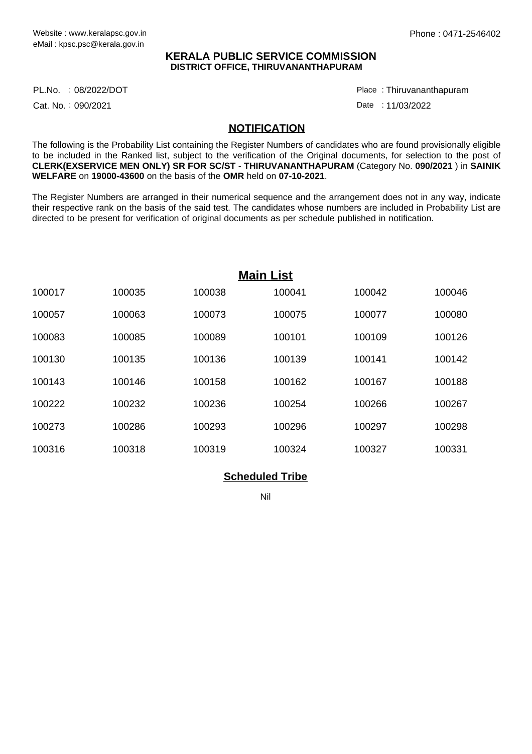Website : www.keralapsc.gov.in
eMail : kpsc.psc@kerala.gov.in

Phone : 0471-2546402

**KERALA PUBLIC SERVICE COMMISSION**
**DISTRICT OFFICE, THIRUVANANTHAPURAM**

PL.No. : 08/2022/DOT

Cat. No. : 090/2021

Place : Thiruvananthapuram

Date : 11/03/2022

## NOTIFICATION

The following is the Probability List containing the Register Numbers of candidates who are found provisionally eligible to be included in the Ranked list, subject to the verification of the Original documents, for selection to the post of **CLERK(EXSERVICE MEN ONLY) SR FOR SC/ST** - **THIRUVANANTHAPURAM** (Category No. **090/2021** ) in **SAINIK WELFARE** on **19000-43600** on the basis of the **OMR** held on **07-10-2021**.

The Register Numbers are arranged in their numerical sequence and the arrangement does not in any way, indicate their respective rank on the basis of the said test. The candidates whose numbers are included in Probability List are directed to be present for verification of original documents as per schedule published in notification.

## Main List

| | | | | | |
|---|---|---|---|---|---|
| 100017 | 100035 | 100038 | 100041 | 100042 | 100046 |
| 100057 | 100063 | 100073 | 100075 | 100077 | 100080 |
| 100083 | 100085 | 100089 | 100101 | 100109 | 100126 |
| 100130 | 100135 | 100136 | 100139 | 100141 | 100142 |
| 100143 | 100146 | 100158 | 100162 | 100167 | 100188 |
| 100222 | 100232 | 100236 | 100254 | 100266 | 100267 |
| 100273 | 100286 | 100293 | 100296 | 100297 | 100298 |
| 100316 | 100318 | 100319 | 100324 | 100327 | 100331 |

## Scheduled Tribe

Nil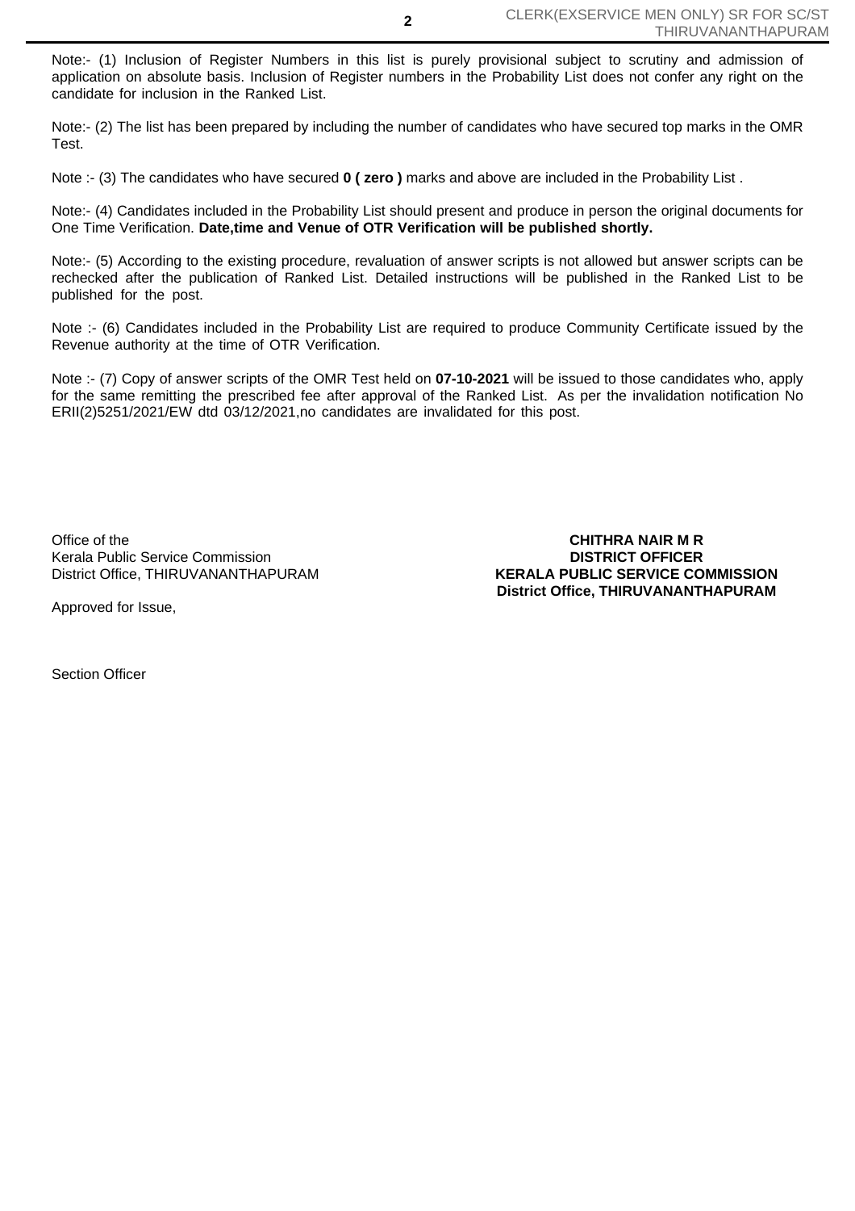Note:- (1) Inclusion of Register Numbers in this list is purely provisional subject to scrutiny and admission of application on absolute basis. Inclusion of Register numbers in the Probability List does not confer any right on the candidate for inclusion in the Ranked List.

Note:- (2) The list has been prepared by including the number of candidates who have secured top marks in the OMR Test.

Note :- (3) The candidates who have secured **0 ( zero )** marks and above are included in the Probability List .

Note:- (4) Candidates included in the Probability List should present and produce in person the original documents for One Time Verification. **Date,time and Venue of OTR Verification will be published shortly.**

Note:- (5) According to the existing procedure, revaluation of answer scripts is not allowed but answer scripts can be rechecked after the publication of Ranked List. Detailed instructions will be published in the Ranked List to be published for the post.

Note :- (6) Candidates included in the Probability List are required to produce Community Certificate issued by the Revenue authority at the time of OTR Verification.

Note :- (7) Copy of answer scripts of the OMR Test held on **07-10-2021** will be issued to those candidates who, apply for the same remitting the prescribed fee after approval of the Ranked List. As per the invalidation notification No ERII(2)5251/2021/EW dtd 03/12/2021,no candidates are invalidated for this post.

Office of the
Kerala Public Service Commission
District Office, THIRUVANANTHAPURAM

**CHITHRA NAIR M R**
**DISTRICT OFFICER**
**KERALA PUBLIC SERVICE COMMISSION**
**District Office, THIRUVANANTHAPURAM**

Approved for Issue,

Section Officer